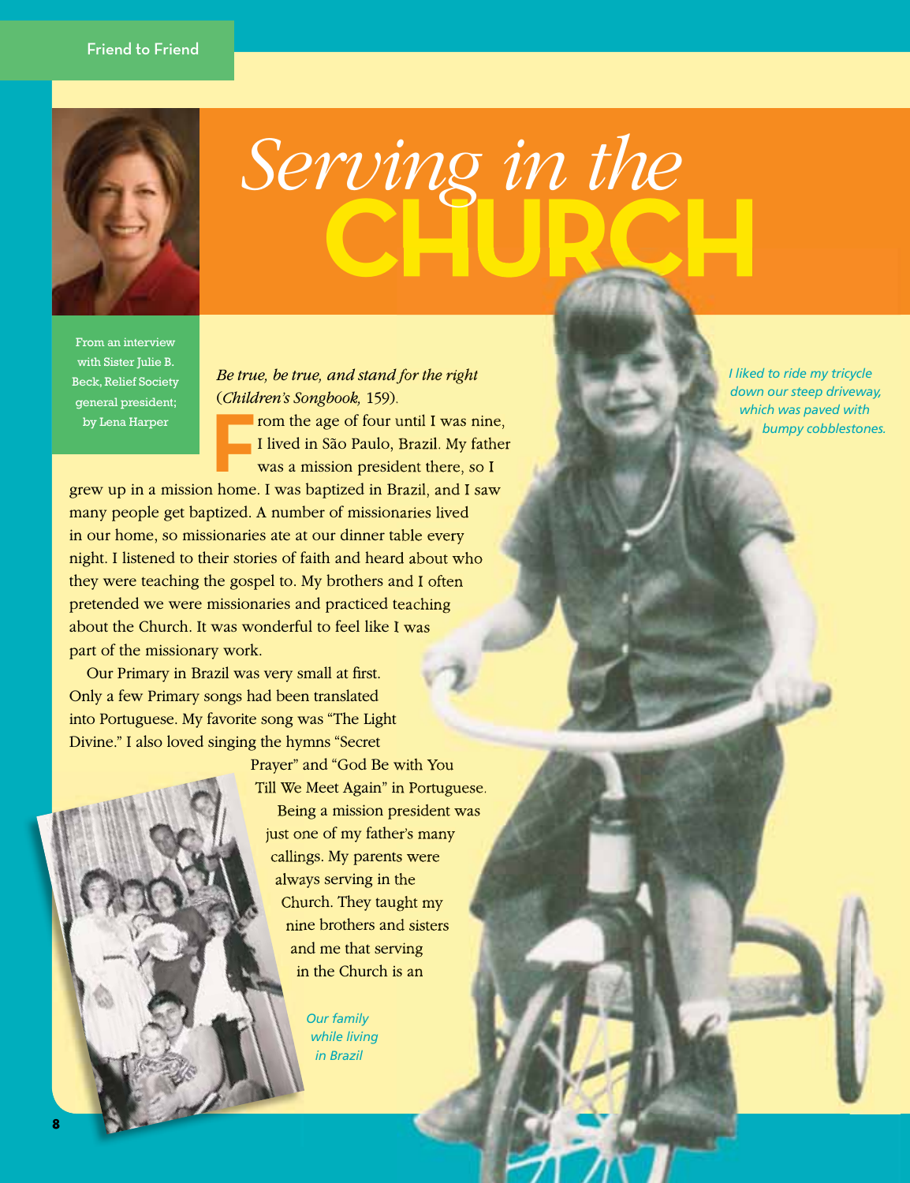Friend to Friend

# *Serving in the* CHURCH

From an interview with Sister Julie B. Beck, Relief Society general president; by Lena Harper

*Be true, be true, and stand for the right* (*Children's Songbook,* 159).

From the age of four until I was nine, I lived in São Paulo, Brazil. My father was a mission president there, so I grew up in a mission home. I was baptized in Brazil, and I saw many people get baptized. A number of missionaries lived in our home, so missionaries ate at our dinner table every night. I listened to their stories of faith and heard about who they were teaching the gospel to. My brothers and I often pretended we were missionaries and practiced teaching about the Church. It was wonderful to feel like I was part of the missionary work.

Our Primary in Brazil was very small at first. Only a few Primary songs had been translated into Portuguese. My favorite song was "The Light Divine." I also loved singing the hymns "Secret Prayer" and "God Be with You Till We Meet Again" in Portuguese.

Being a mission president was just one of my father's many callings. My parents were always serving in the Church. They taught my nine brothers and sisters and me that serving in the Church is an

*I liked to ride my tricycle down our steep driveway, which was paved with bumpy cobblestones.*

*Our family while living in Brazil*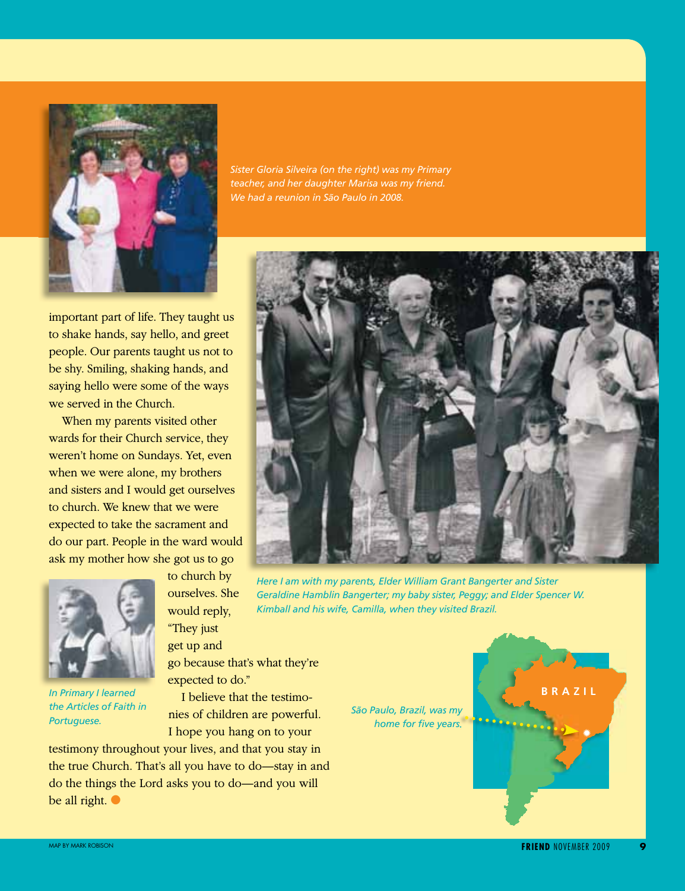*Sister Gloria Silveira (on the right) was my Primary teacher, and her daughter Marisa was my friend. We had a reunion in São Paulo in 2008.*

important part of life. They taught us to shake hands, say hello, and greet people. Our parents taught us not to be shy. Smiling, shaking hands, and saying hello were some of the ways we served in the Church.

When my parents visited other wards for their Church service, they weren't home on Sundays. Yet, even when we were alone, my brothers and sisters and I would get ourselves to church. We knew that we were expected to take the sacrament and do our part. People in the ward would ask my mother how she got us to go to church by ourselves. She would reply, "They just get up and go because that's what they're expected to do."

I believe that the testimonies of children are powerful. I hope you hang on to your testimony throughout your lives, and that you stay in the true Church. That's all you have to do—stay in and do the things the Lord asks you to do—and you will be all right.

*Here I am with my parents, Elder William Grant Bangerter and Sister Geraldine Hamblin Bangerter; my baby sister, Peggy; and Elder Spencer W. Kimball and his wife, Camilla, when they visited Brazil.*

*In Primary I learned the Articles of Faith in Portuguese.*

*São Paulo, Brazil, was my home for five years.*

BRAZIL

MAP BY MARK ROBISON